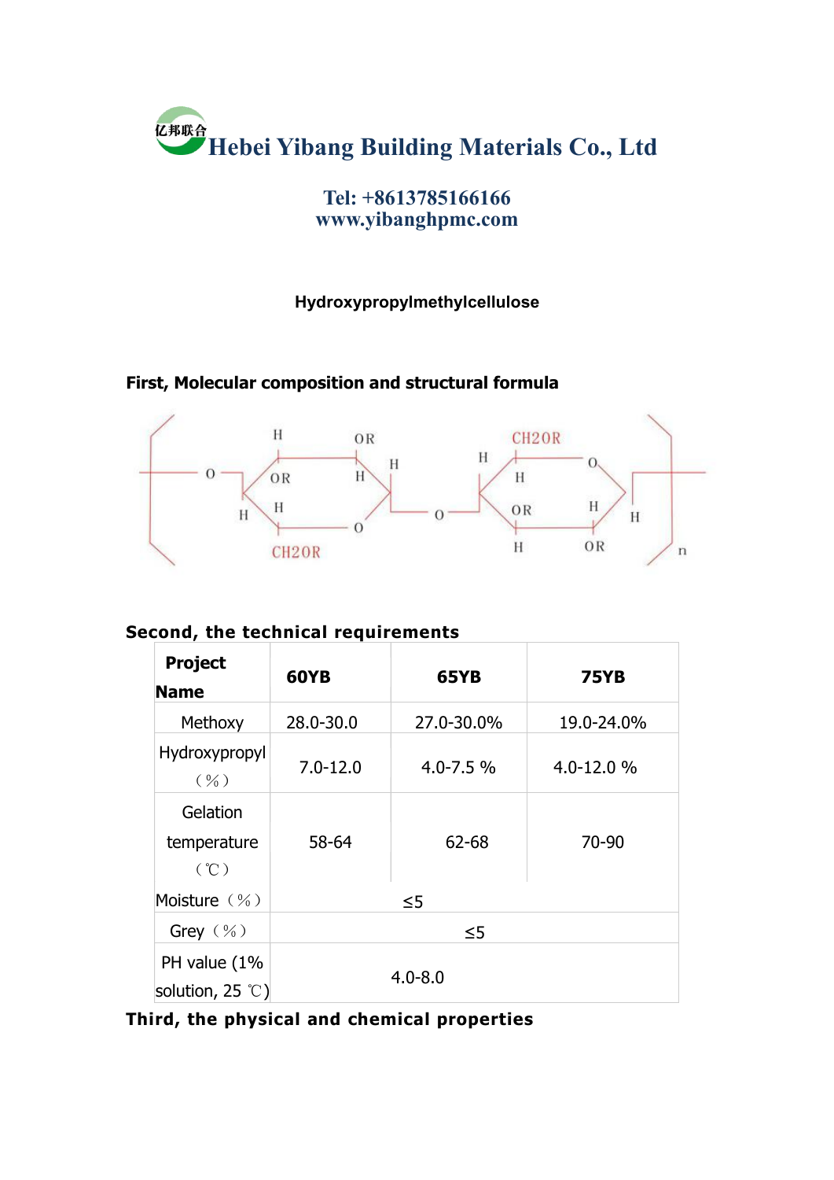# Hebei Yibang Building Materials Co., Ltd

**Tel: +8613785166166**
**www.yibanghpmc.com**

### Hydroxypropylmethylcellulose

### First, Molecular composition and structural formula

### Second, the technical requirements

| Project Name | 60YB | 65YB | 75YB |
|---|---|---|---|
| Methoxy | 28.0-30.0 | 27.0-30.0% | 19.0-24.0% |
| Hydroxypropyl（%） | 7.0-12.0 | 4.0-7.5 % | 4.0-12.0 % |
| Gelation temperature（℃） | 58-64 | 62-68 | 70-90 |
| Moisture（%） | ≤5 | | |
| Grey（%） | ≤5 | | |
| PH value (1% solution, 25 ℃) | 4.0-8.0 | | |

### Third, the physical and chemical properties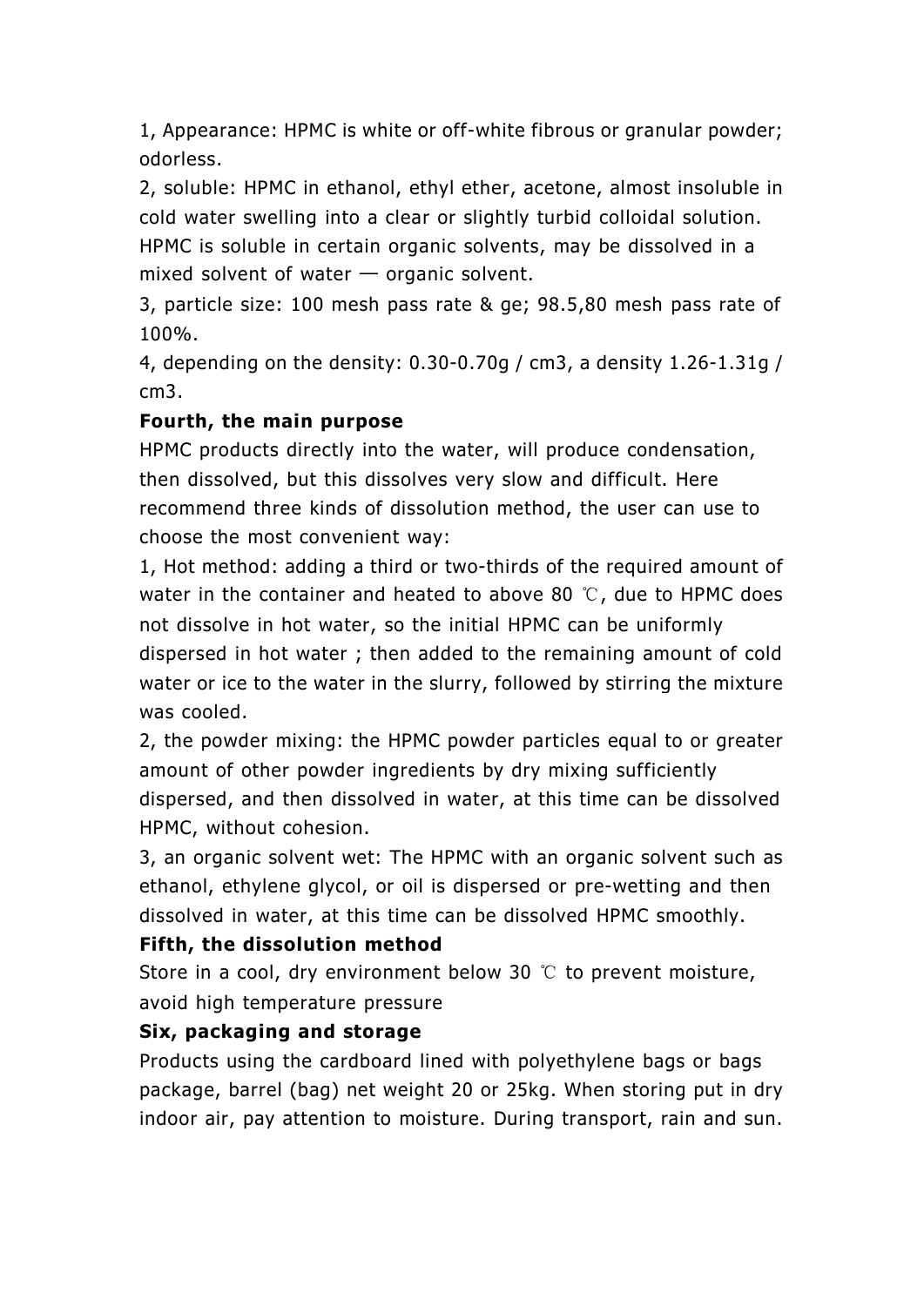1, Appearance: HPMC is white or off-white fibrous or granular powder; odorless.

2, soluble: HPMC in ethanol, ethyl ether, acetone, almost insoluble in cold water swelling into a clear or slightly turbid colloidal solution. HPMC is soluble in certain organic solvents, may be dissolved in a mixed solvent of water — organic solvent.

3, particle size: 100 mesh pass rate & ge; 98.5,80 mesh pass rate of 100%.

4, depending on the density: 0.30-0.70g / cm3, a density 1.26-1.31g / cm3.

**Fourth, the main purpose**

HPMC products directly into the water, will produce condensation, then dissolved, but this dissolves very slow and difficult. Here recommend three kinds of dissolution method, the user can use to choose the most convenient way:

1, Hot method: adding a third or two-thirds of the required amount of water in the container and heated to above 80 ℃, due to HPMC does not dissolve in hot water, so the initial HPMC can be uniformly dispersed in hot water ; then added to the remaining amount of cold water or ice to the water in the slurry, followed by stirring the mixture was cooled.

2, the powder mixing: the HPMC powder particles equal to or greater amount of other powder ingredients by dry mixing sufficiently dispersed, and then dissolved in water, at this time can be dissolved HPMC, without cohesion.

3, an organic solvent wet: The HPMC with an organic solvent such as ethanol, ethylene glycol, or oil is dispersed or pre-wetting and then dissolved in water, at this time can be dissolved HPMC smoothly.

**Fifth, the dissolution method**

Store in a cool, dry environment below 30 ℃ to prevent moisture, avoid high temperature pressure

**Six, packaging and storage**

Products using the cardboard lined with polyethylene bags or bags package, barrel (bag) net weight 20 or 25kg. When storing put in dry indoor air, pay attention to moisture. During transport, rain and sun.